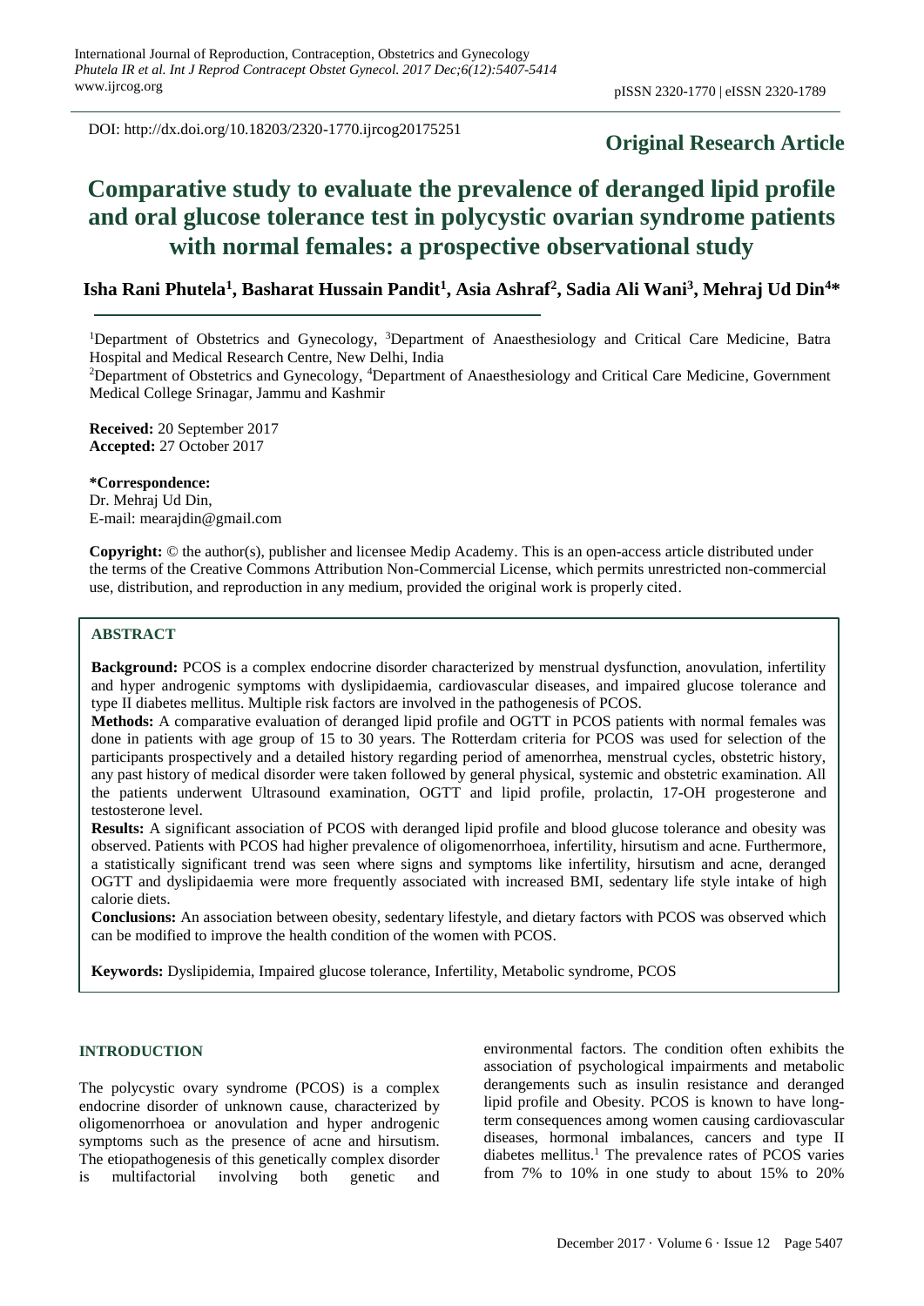DOI: http://dx.doi.org/10.18203/2320-1770.ijrcog20175251

**Original Research Article**

# Comparative study to evaluate the prevalence of deranged lipid profile and oral glucose tolerance test in polycystic ovarian syndrome patients with normal females: a prospective observational study

**Isha Rani Phutela[1], Basharat Hussain Pandit[1], Asia Ashraf[2], Sadia Ali Wani[3], Mehraj Ud Din[4]***

[1]Department of Obstetrics and Gynecology, [3]Department of Anaesthesiology and Critical Care Medicine, Batra Hospital and Medical Research Centre, New Delhi, India

[2]Department of Obstetrics and Gynecology, [4]Department of Anaesthesiology and Critical Care Medicine, Government Medical College Srinagar, Jammu and Kashmir

**Received:** 20 September 2017
**Accepted:** 27 October 2017

***Correspondence:**
Dr. Mehraj Ud Din,
E-mail: mearajdin@gmail.com

**Copyright:** © the author(s), publisher and licensee Medip Academy. This is an open-access article distributed under the terms of the Creative Commons Attribution Non-Commercial License, which permits unrestricted non-commercial use, distribution, and reproduction in any medium, provided the original work is properly cited.

## ABSTRACT

**Background:** PCOS is a complex endocrine disorder characterized by menstrual dysfunction, anovulation, infertility and hyper androgenic symptoms with dyslipidaemia, cardiovascular diseases, and impaired glucose tolerance and type II diabetes mellitus. Multiple risk factors are involved in the pathogenesis of PCOS.

**Methods:** A comparative evaluation of deranged lipid profile and OGTT in PCOS patients with normal females was done in patients with age group of 15 to 30 years. The Rotterdam criteria for PCOS was used for selection of the participants prospectively and a detailed history regarding period of amenorrhea, menstrual cycles, obstetric history, any past history of medical disorder were taken followed by general physical, systemic and obstetric examination. All the patients underwent Ultrasound examination, OGTT and lipid profile, prolactin, 17-OH progesterone and testosterone level.

**Results:** A significant association of PCOS with deranged lipid profile and blood glucose tolerance and obesity was observed. Patients with PCOS had higher prevalence of oligomenorrhoea, infertility, hirsutism and acne. Furthermore, a statistically significant trend was seen where signs and symptoms like infertility, hirsutism and acne, deranged OGTT and dyslipidaemia were more frequently associated with increased BMI, sedentary life style intake of high calorie diets.

**Conclusions:** An association between obesity, sedentary lifestyle, and dietary factors with PCOS was observed which can be modified to improve the health condition of the women with PCOS.

**Keywords:** Dyslipidemia, Impaired glucose tolerance, Infertility, Metabolic syndrome, PCOS

## INTRODUCTION

The polycystic ovary syndrome (PCOS) is a complex endocrine disorder of unknown cause, characterized by oligomenorrhoea or anovulation and hyper androgenic symptoms such as the presence of acne and hirsutism. The etiopathogenesis of this genetically complex disorder is multifactorial involving both genetic and environmental factors. The condition often exhibits the association of psychological impairments and metabolic derangements such as insulin resistance and deranged lipid profile and Obesity. PCOS is known to have long-term consequences among women causing cardiovascular diseases, hormonal imbalances, cancers and type II diabetes mellitus.[1] The prevalence rates of PCOS varies from 7% to 10% in one study to about 15% to 20%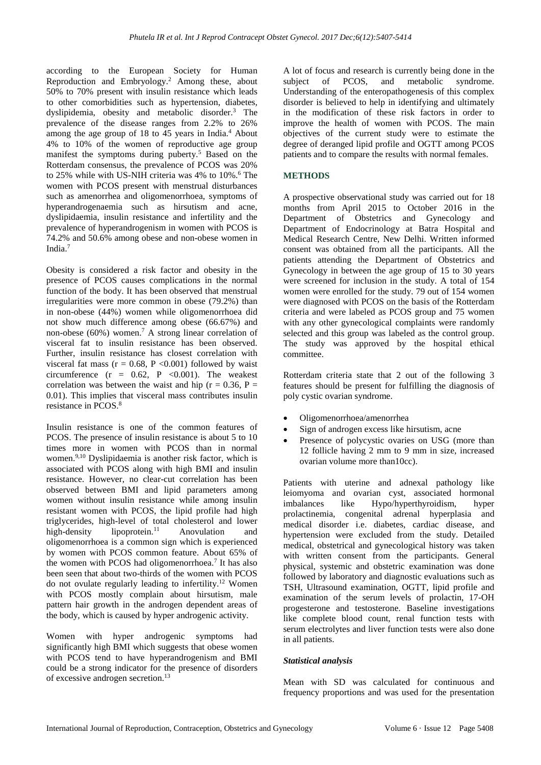according to the European Society for Human Reproduction and Embryology.[2] Among these, about 50% to 70% present with insulin resistance which leads to other comorbidities such as hypertension, diabetes, dyslipidemia, obesity and metabolic disorder.[3] The prevalence of the disease ranges from 2.2% to 26% among the age group of 18 to 45 years in India.[4] About 4% to 10% of the women of reproductive age group manifest the symptoms during puberty.[5] Based on the Rotterdam consensus, the prevalence of PCOS was 20% to 25% while with US-NIH criteria was 4% to 10%.[6] The women with PCOS present with menstrual disturbances such as amenorrhea and oligomenorrhoea, symptoms of hyperandrogenaemia such as hirsutism and acne, dyslipidaemia, insulin resistance and infertility and the prevalence of hyperandrogenism in women with PCOS is 74.2% and 50.6% among obese and non-obese women in India.[7]

Obesity is considered a risk factor and obesity in the presence of PCOS causes complications in the normal function of the body. It has been observed that menstrual irregularities were more common in obese (79.2%) than in non-obese (44%) women while oligomenorrhoea did not show much difference among obese (66.67%) and non-obese (60%) women.[7] A strong linear correlation of visceral fat to insulin resistance has been observed. Further, insulin resistance has closest correlation with visceral fat mass ($r = 0.68$, $P < 0.001$) followed by waist circumference ($r = 0.62$, $P < 0.001$). The weakest correlation was between the waist and hip ($r = 0.36$, $P = 0.01$). This implies that visceral mass contributes insulin resistance in PCOS.[8]

Insulin resistance is one of the common features of PCOS. The presence of insulin resistance is about 5 to 10 times more in women with PCOS than in normal women.[9,10] Dyslipidaemia is another risk factor, which is associated with PCOS along with high BMI and insulin resistance. However, no clear-cut correlation has been observed between BMI and lipid parameters among women without insulin resistance while among insulin resistant women with PCOS, the lipid profile had high triglycerides, high-level of total cholesterol and lower high-density lipoprotein.[11] Anovulation and oligomenorrhoea is a common sign which is experienced by women with PCOS common feature. About 65% of the women with PCOS had oligomenorrhoea.[7] It has also been seen that about two-thirds of the women with PCOS do not ovulate regularly leading to infertility.[12] Women with PCOS mostly complain about hirsutism, male pattern hair growth in the androgen dependent areas of the body, which is caused by hyper androgenic activity.

Women with hyper androgenic symptoms had significantly high BMI which suggests that obese women with PCOS tend to have hyperandrogenism and BMI could be a strong indicator for the presence of disorders of excessive androgen secretion.[13]

A lot of focus and research is currently being done in the subject of PCOS, and metabolic syndrome. Understanding of the enteropathogenesis of this complex disorder is believed to help in identifying and ultimately in the modification of these risk factors in order to improve the health of women with PCOS. The main objectives of the current study were to estimate the degree of deranged lipid profile and OGTT among PCOS patients and to compare the results with normal females.

## METHODS

A prospective observational study was carried out for 18 months from April 2015 to October 2016 in the Department of Obstetrics and Gynecology and Department of Endocrinology at Batra Hospital and Medical Research Centre, New Delhi. Written informed consent was obtained from all the participants. All the patients attending the Department of Obstetrics and Gynecology in between the age group of 15 to 30 years were screened for inclusion in the study. A total of 154 women were enrolled for the study. 79 out of 154 women were diagnosed with PCOS on the basis of the Rotterdam criteria and were labeled as PCOS group and 75 women with any other gynecological complaints were randomly selected and this group was labeled as the control group. The study was approved by the hospital ethical committee.

Rotterdam criteria state that 2 out of the following 3 features should be present for fulfilling the diagnosis of poly cystic ovarian syndrome.

- Oligomenorrhoea/amenorrhea
- Sign of androgen excess like hirsutism, acne
- Presence of polycystic ovaries on USG (more than 12 follicle having 2 mm to 9 mm in size, increased ovarian volume more than10cc).

Patients with uterine and adnexal pathology like leiomyoma and ovarian cyst, associated hormonal imbalances like Hypo/hyperthyroidism, hyper prolactinemia, congenital adrenal hyperplasia and medical disorder i.e. diabetes, cardiac disease, and hypertension were excluded from the study. Detailed medical, obstetrical and gynecological history was taken with written consent from the participants. General physical, systemic and obstetric examination was done followed by laboratory and diagnostic evaluations such as TSH, Ultrasound examination, OGTT, lipid profile and examination of the serum levels of prolactin, 17-OH progesterone and testosterone. Baseline investigations like complete blood count, renal function tests with serum electrolytes and liver function tests were also done in all patients.

### *Statistical analysis*

Mean with SD was calculated for continuous and frequency proportions and was used for the presentation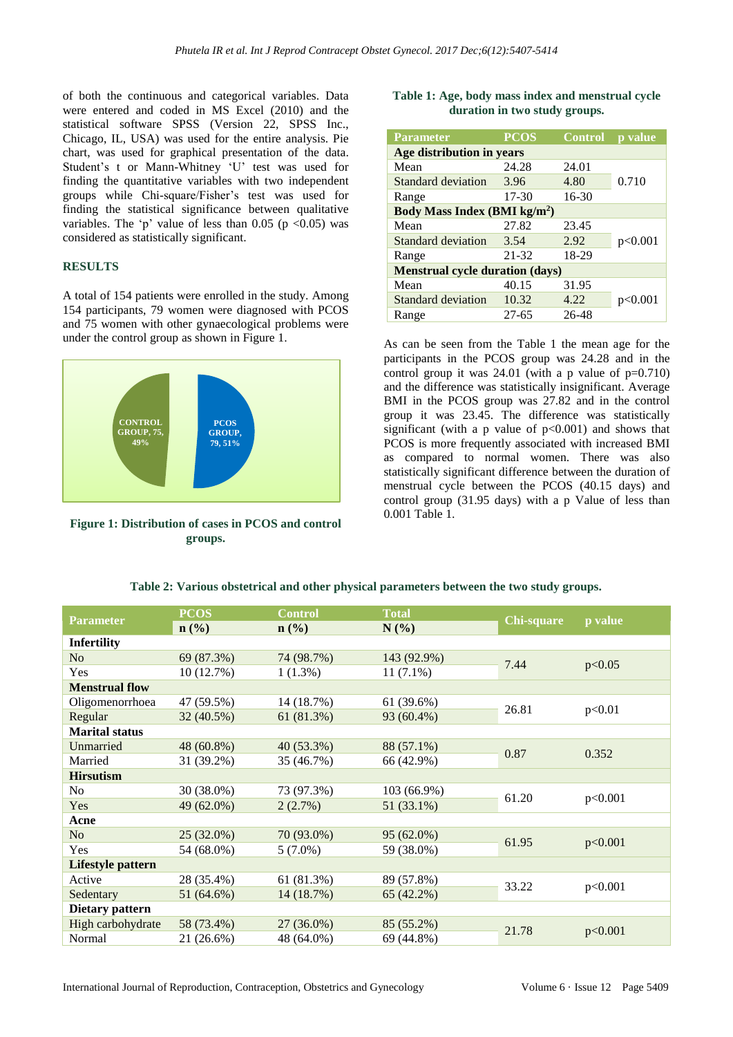of both the continuous and categorical variables. Data were entered and coded in MS Excel (2010) and the statistical software SPSS (Version 22, SPSS Inc., Chicago, IL, USA) was used for the entire analysis. Pie chart, was used for graphical presentation of the data. Student's t or Mann-Whitney 'U' test was used for finding the quantitative variables with two independent groups while Chi-square/Fisher's test was used for finding the statistical significance between qualitative variables. The 'p' value of less than 0.05 ($p < 0.05$) was considered as statistically significant.

## RESULTS

A total of 154 patients were enrolled in the study. Among 154 participants, 79 women were diagnosed with PCOS and 75 women with other gynaecological problems were under the control group as shown in Figure 1.

**Figure 1: Distribution of cases in PCOS and control groups.**

**Table 1: Age, body mass index and menstrual cycle duration in two study groups.**

| Parameter | PCOS | Control | p value |
|---|---|---|---|
| **Age distribution in years** | | | |
| Mean | 24.28 | 24.01 | 0.710 |
| Standard deviation | 3.96 | 4.80 | |
| Range | 17-30 | 16-30 | |
| **Body Mass Index (BMI kg/m²)** | | | |
| Mean | 27.82 | 23.45 | p<0.001 |
| Standard deviation | 3.54 | 2.92 | |
| Range | 21-32 | 18-29 | |
| **Menstrual cycle duration (days)** | | | |
| Mean | 40.15 | 31.95 | p<0.001 |
| Standard deviation | 10.32 | 4.22 | |
| Range | 27-65 | 26-48 | |

As can be seen from the Table 1 the mean age for the participants in the PCOS group was 24.28 and in the control group it was 24.01 (with a p value of $p=0.710$) and the difference was statistically insignificant. Average BMI in the PCOS group was 27.82 and in the control group it was 23.45. The difference was statistically significant (with a p value of $p<0.001$) and shows that PCOS is more frequently associated with increased BMI as compared to normal women. There was also statistically significant difference between the duration of menstrual cycle between the PCOS (40.15 days) and control group (31.95 days) with a p Value of less than 0.001 Table 1.

**Table 2: Various obstetrical and other physical parameters between the two study groups.**

| Parameter | PCOS n (%) | Control n (%) | Total N (%) | Chi-square | p value |
|---|---|---|---|---|---|
| **Infertility** | | | | | |
| No | 69 (87.3%) | 74 (98.7%) | 143 (92.9%) | 7.44 | p<0.05 |
| Yes | 10 (12.7%) | 1 (1.3%) | 11 (7.1%) | | |
| **Menstrual flow** | | | | | |
| Oligomenorrhoea | 47 (59.5%) | 14 (18.7%) | 61 (39.6%) | 26.81 | p<0.01 |
| Regular | 32 (40.5%) | 61 (81.3%) | 93 (60.4%) | | |
| **Marital status** | | | | | |
| Unmarried | 48 (60.8%) | 40 (53.3%) | 88 (57.1%) | 0.87 | 0.352 |
| Married | 31 (39.2%) | 35 (46.7%) | 66 (42.9%) | | |
| **Hirsutism** | | | | | |
| No | 30 (38.0%) | 73 (97.3%) | 103 (66.9%) | 61.20 | p<0.001 |
| Yes | 49 (62.0%) | 2 (2.7%) | 51 (33.1%) | | |
| **Acne** | | | | | |
| No | 25 (32.0%) | 70 (93.0%) | 95 (62.0%) | 61.95 | p<0.001 |
| Yes | 54 (68.0%) | 5 (7.0%) | 59 (38.0%) | | |
| **Lifestyle pattern** | | | | | |
| Active | 28 (35.4%) | 61 (81.3%) | 89 (57.8%) | 33.22 | p<0.001 |
| Sedentary | 51 (64.6%) | 14 (18.7%) | 65 (42.2%) | | |
| **Dietary pattern** | | | | | |
| High carbohydrate | 58 (73.4%) | 27 (36.0%) | 85 (55.2%) | 21.78 | p<0.001 |
| Normal | 21 (26.6%) | 48 (64.0%) | 69 (44.8%) | | |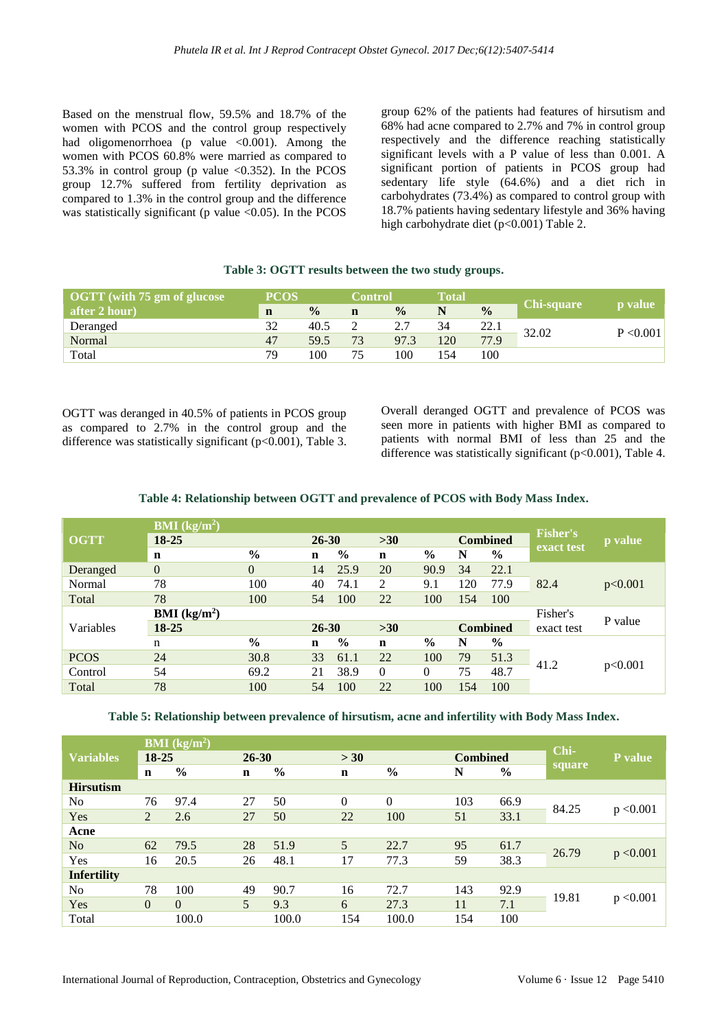Based on the menstrual flow, 59.5% and 18.7% of the women with PCOS and the control group respectively had oligomenorrhoea (p value <0.001). Among the women with PCOS 60.8% were married as compared to 53.3% in control group (p value <0.352). In the PCOS group 12.7% suffered from fertility deprivation as compared to 1.3% in the control group and the difference was statistically significant (p value <0.05). In the PCOS group 62% of the patients had features of hirsutism and 68% had acne compared to 2.7% and 7% in control group respectively and the difference reaching statistically significant levels with a P value of less than 0.001. A significant portion of patients in PCOS group had sedentary life style (64.6%) and a diet rich in carbohydrates (73.4%) as compared to control group with 18.7% patients having sedentary lifestyle and 36% having high carbohydrate diet (p<0.001) Table 2.

**Table 3: OGTT results between the two study groups.**

| OGTT (with 75 gm of glucose after 2 hour) | PCOS | | Control | | Total | | Chi-square | p value |
|---|---|---|---|---|---|---|---|---|
| | n | % | n | % | N | % | | |
| Deranged | 32 | 40.5 | 2 | 2.7 | 34 | 22.1 | 32.02 | P <0.001 |
| Normal | 47 | 59.5 | 73 | 97.3 | 120 | 77.9 | | |
| Total | 79 | 100 | 75 | 100 | 154 | 100 | | |

OGTT was deranged in 40.5% of patients in PCOS group as compared to 2.7% in the control group and the difference was statistically significant (p<0.001), Table 3.

Overall deranged OGTT and prevalence of PCOS was seen more in patients with higher BMI as compared to patients with normal BMI of less than 25 and the difference was statistically significant (p<0.001), Table 4.

**Table 4: Relationship between OGTT and prevalence of PCOS with Body Mass Index.**

| OGTT | BMI (kg/m²) 18-25 | | 26-30 | | >30 | | Combined | | Fisher's exact test | p value |
|---|---|---|---|---|---|---|---|---|---|---|
| | n | % | n | % | n | % | N | % | | |
| Deranged | 0 | 0 | 14 | 25.9 | 20 | 90.9 | 34 | 22.1 | 82.4 | p<0.001 |
| Normal | 78 | 100 | 40 | 74.1 | 2 | 9.1 | 120 | 77.9 | | |
| Total | 78 | 100 | 54 | 100 | 22 | 100 | 154 | 100 | | |
| Variables | BMI (kg/m²) 18-25 | | 26-30 | | >30 | | Combined | | Fisher's exact test | P value |
| | n | % | n | % | n | % | N | % | | |
| PCOS | 24 | 30.8 | 33 | 61.1 | 22 | 100 | 79 | 51.3 | 41.2 | p<0.001 |
| Control | 54 | 69.2 | 21 | 38.9 | 0 | 0 | 75 | 48.7 | | |
| Total | 78 | 100 | 54 | 100 | 22 | 100 | 154 | 100 | | |

**Table 5: Relationship between prevalence of hirsutism, acne and infertility with Body Mass Index.**

| Variables | BMI (kg/m²) 18-25 | | 26-30 | | > 30 | | Combined | | Chi-square | P value |
|---|---|---|---|---|---|---|---|---|---|---|
| | n | % | n | % | n | % | N | % | | |
| **Hirsutism** | | | | | | | | | | |
| No | 76 | 97.4 | 27 | 50 | 0 | 0 | 103 | 66.9 | 84.25 | p <0.001 |
| Yes | 2 | 2.6 | 27 | 50 | 22 | 100 | 51 | 33.1 | | |
| **Acne** | | | | | | | | | | |
| No | 62 | 79.5 | 28 | 51.9 | 5 | 22.7 | 95 | 61.7 | 26.79 | p <0.001 |
| Yes | 16 | 20.5 | 26 | 48.1 | 17 | 77.3 | 59 | 38.3 | | |
| **Infertility** | | | | | | | | | | |
| No | 78 | 100 | 49 | 90.7 | 16 | 72.7 | 143 | 92.9 | 19.81 | p <0.001 |
| Yes | 0 | 0 | 5 | 9.3 | 6 | 27.3 | 11 | 7.1 | | |
| Total | | 100.0 | | 100.0 | 154 | 100.0 | 154 | 100 | | |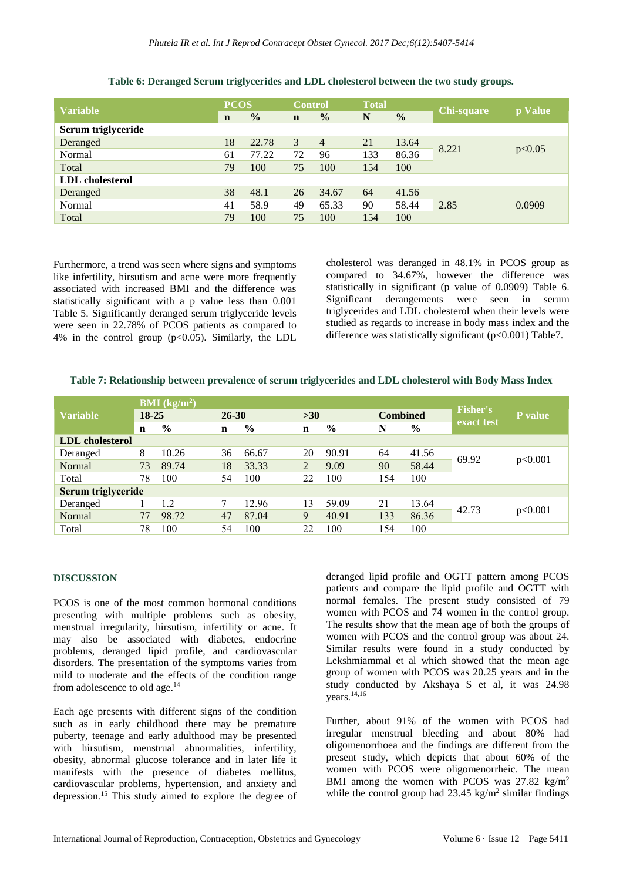**Table 6: Deranged Serum triglycerides and LDL cholesterol between the two study groups.**

| Variable | PCOS | | Control | | Total | | Chi-square | p Value |
|---|---|---|---|---|---|---|---|---|
| | n | % | n | % | N | % | | |
| **Serum triglyceride** | | | | | | | | |
| Deranged | 18 | 22.78 | 3 | 4 | 21 | 13.64 | 8.221 | p<0.05 |
| Normal | 61 | 77.22 | 72 | 96 | 133 | 86.36 | | |
| Total | 79 | 100 | 75 | 100 | 154 | 100 | | |
| **LDL cholesterol** | | | | | | | | |
| Deranged | 38 | 48.1 | 26 | 34.67 | 64 | 41.56 | 2.85 | 0.0909 |
| Normal | 41 | 58.9 | 49 | 65.33 | 90 | 58.44 | | |
| Total | 79 | 100 | 75 | 100 | 154 | 100 | | |

Furthermore, a trend was seen where signs and symptoms like infertility, hirsutism and acne were more frequently associated with increased BMI and the difference was statistically significant with a p value less than 0.001 Table 5. Significantly deranged serum triglyceride levels were seen in 22.78% of PCOS patients as compared to 4% in the control group (p<0.05). Similarly, the LDL cholesterol was deranged in 48.1% in PCOS group as compared to 34.67%, however the difference was statistically in significant (p value of 0.0909) Table 6. Significant derangements were seen in serum triglycerides and LDL cholesterol when their levels were studied as regards to increase in body mass index and the difference was statistically significant (p<0.001) Table7.

**Table 7: Relationship between prevalence of serum triglycerides and LDL cholesterol with Body Mass Index**

| Variable | BMI ($kg/m^2$) 18-25 | | 26-30 | | >30 | | Combined | | Fisher's exact test | P value |
|---|---|---|---|---|---|---|---|---|---|---|
| | n | % | n | % | n | % | N | % | | |
| **LDL cholesterol** | | | | | | | | | | |
| Deranged | 8 | 10.26 | 36 | 66.67 | 20 | 90.91 | 64 | 41.56 | 69.92 | p<0.001 |
| Normal | 73 | 89.74 | 18 | 33.33 | 2 | 9.09 | 90 | 58.44 | | |
| Total | 78 | 100 | 54 | 100 | 22 | 100 | 154 | 100 | | |
| **Serum triglyceride** | | | | | | | | | | |
| Deranged | 1 | 1.2 | 7 | 12.96 | 13 | 59.09 | 21 | 13.64 | 42.73 | p<0.001 |
| Normal | 77 | 98.72 | 47 | 87.04 | 9 | 40.91 | 133 | 86.36 | | |
| Total | 78 | 100 | 54 | 100 | 22 | 100 | 154 | 100 | | |

## DISCUSSION

PCOS is one of the most common hormonal conditions presenting with multiple problems such as obesity, menstrual irregularity, hirsutism, infertility or acne. It may also be associated with diabetes, endocrine problems, deranged lipid profile, and cardiovascular disorders. The presentation of the symptoms varies from mild to moderate and the effects of the condition range from adolescence to old age.[14]

Each age presents with different signs of the condition such as in early childhood there may be premature puberty, teenage and early adulthood may be presented with hirsutism, menstrual abnormalities, infertility, obesity, abnormal glucose tolerance and in later life it manifests with the presence of diabetes mellitus, cardiovascular problems, hypertension, and anxiety and depression.[15] This study aimed to explore the degree of deranged lipid profile and OGTT pattern among PCOS patients and compare the lipid profile and OGTT with normal females. The present study consisted of 79 women with PCOS and 74 women in the control group. The results show that the mean age of both the groups of women with PCOS and the control group was about 24. Similar results were found in a study conducted by Lekshmiammal et al which showed that the mean age group of women with PCOS was 20.25 years and in the study conducted by Akshaya S et al, it was 24.98 years.[14,16]

Further, about 91% of the women with PCOS had irregular menstrual bleeding and about 80% had oligomenorrhoea and the findings are different from the present study, which depicts that about 60% of the women with PCOS were oligomenorrheic. The mean BMI among the women with PCOS was 27.82 $kg/m^2$ while the control group had 23.45 $kg/m^2$ similar findings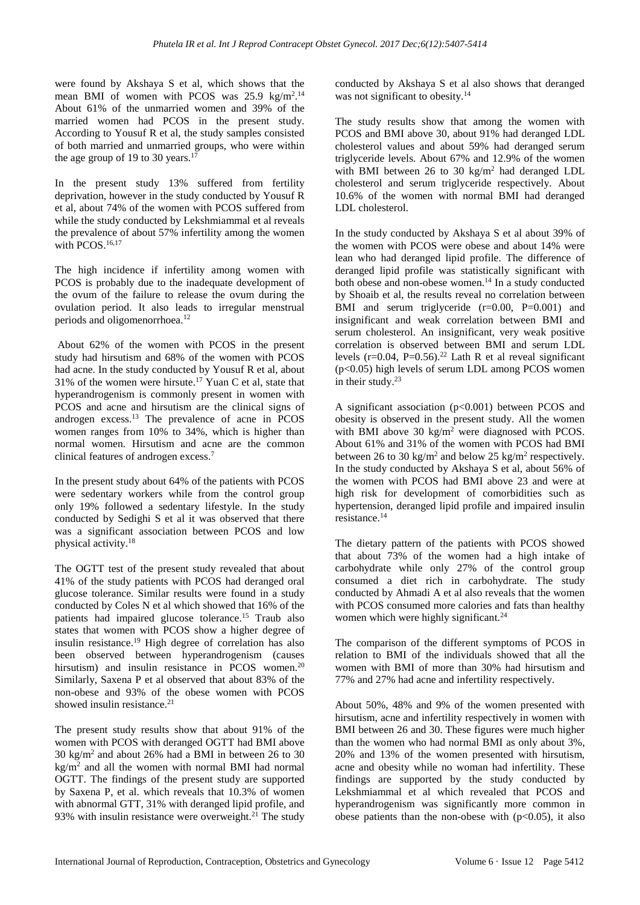were found by Akshaya S et al, which shows that the mean BMI of women with PCOS was 25.9 kg/m$^2$.[14] About 61% of the unmarried women and 39% of the married women had PCOS in the present study. According to Yousuf R et al, the study samples consisted of both married and unmarried groups, who were within the age group of 19 to 30 years.[17]

In the present study 13% suffered from fertility deprivation, however in the study conducted by Yousuf R et al, about 74% of the women with PCOS suffered from while the study conducted by Lekshmiammal et al reveals the prevalence of about 57% infertility among the women with PCOS.[16,17]

The high incidence if infertility among women with PCOS is probably due to the inadequate development of the ovum of the failure to release the ovum during the ovulation period. It also leads to irregular menstrual periods and oligomenorrhoea.[12]

About 62% of the women with PCOS in the present study had hirsutism and 68% of the women with PCOS had acne. In the study conducted by Yousuf R et al, about 31% of the women were hirsute.[17] Yuan C et al, state that hyperandrogenism is commonly present in women with PCOS and acne and hirsutism are the clinical signs of androgen excess.[13] The prevalence of acne in PCOS women ranges from 10% to 34%, which is higher than normal women. Hirsutism and acne are the common clinical features of androgen excess.[7]

In the present study about 64% of the patients with PCOS were sedentary workers while from the control group only 19% followed a sedentary lifestyle. In the study conducted by Sedighi S et al it was observed that there was a significant association between PCOS and low physical activity.[18]

The OGTT test of the present study revealed that about 41% of the study patients with PCOS had deranged oral glucose tolerance. Similar results were found in a study conducted by Coles N et al which showed that 16% of the patients had impaired glucose tolerance.[15] Traub also states that women with PCOS show a higher degree of insulin resistance.[19] High degree of correlation has also been observed between hyperandrogenism (causes hirsutism) and insulin resistance in PCOS women.[20] Similarly, Saxena P et al observed that about 83% of the non-obese and 93% of the obese women with PCOS showed insulin resistance.[21]

The present study results show that about 91% of the women with PCOS with deranged OGTT had BMI above 30 kg/m$^2$ and about 26% had a BMI in between 26 to 30 kg/m$^2$ and all the women with normal BMI had normal OGTT. The findings of the present study are supported by Saxena P, et al. which reveals that 10.3% of women with abnormal GTT, 31% with deranged lipid profile, and 93% with insulin resistance were overweight.[21] The study conducted by Akshaya S et al also shows that deranged was not significant to obesity.[14]

The study results show that among the women with PCOS and BMI above 30, about 91% had deranged LDL cholesterol values and about 59% had deranged serum triglyceride levels. About 67% and 12.9% of the women with BMI between 26 to 30 kg/m$^2$ had deranged LDL cholesterol and serum triglyceride respectively. About 10.6% of the women with normal BMI had deranged LDL cholesterol.

In the study conducted by Akshaya S et al about 39% of the women with PCOS were obese and about 14% were lean who had deranged lipid profile. The difference of deranged lipid profile was statistically significant with both obese and non-obese women.[14] In a study conducted by Shoaib et al, the results reveal no correlation between BMI and serum triglyceride ($r=0.00$, $P=0.001$) and insignificant and weak correlation between BMI and serum cholesterol. An insignificant, very weak positive correlation is observed between BMI and serum LDL levels ($r=0.04$, $P=0.56$).[22] Lath R et al reveal significant ($p<0.05$) high levels of serum LDL among PCOS women in their study.[23]

A significant association ($p<0.001$) between PCOS and obesity is observed in the present study. All the women with BMI above 30 kg/m$^2$ were diagnosed with PCOS. About 61% and 31% of the women with PCOS had BMI between 26 to 30 kg/m$^2$ and below 25 kg/m$^2$ respectively. In the study conducted by Akshaya S et al, about 56% of the women with PCOS had BMI above 23 and were at high risk for development of comorbidities such as hypertension, deranged lipid profile and impaired insulin resistance.[14]

The dietary pattern of the patients with PCOS showed that about 73% of the women had a high intake of carbohydrate while only 27% of the control group consumed a diet rich in carbohydrate. The study conducted by Ahmadi A et al also reveals that the women with PCOS consumed more calories and fats than healthy women which were highly significant.[24]

The comparison of the different symptoms of PCOS in relation to BMI of the individuals showed that all the women with BMI of more than 30% had hirsutism and 77% and 27% had acne and infertility respectively.

About 50%, 48% and 9% of the women presented with hirsutism, acne and infertility respectively in women with BMI between 26 and 30. These figures were much higher than the women who had normal BMI as only about 3%, 20% and 13% of the women presented with hirsutism, acne and obesity while no woman had infertility. These findings are supported by the study conducted by Lekshmiammal et al which revealed that PCOS and hyperandrogenism was significantly more common in obese patients than the non-obese with ($p<0.05$), it also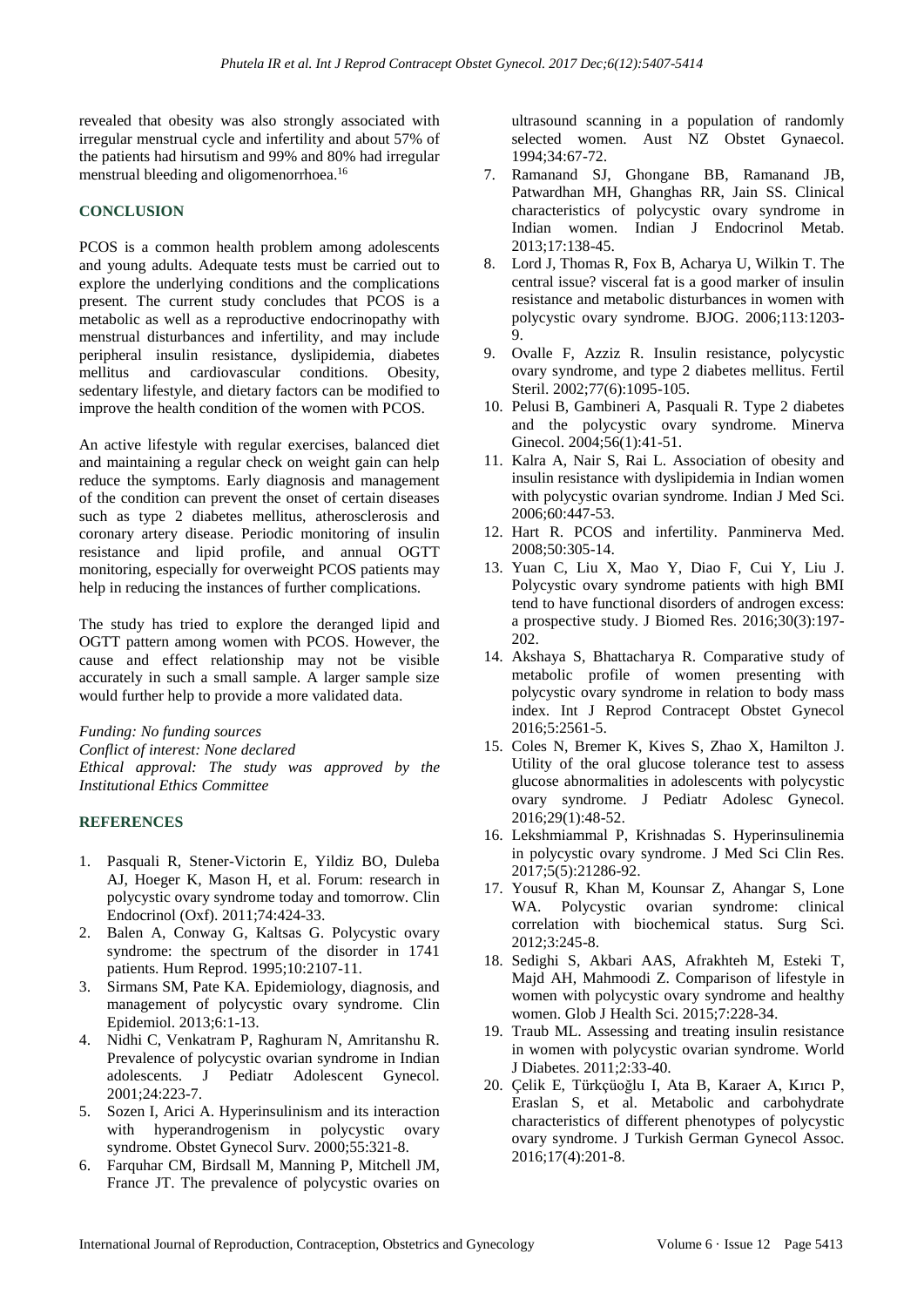revealed that obesity was also strongly associated with irregular menstrual cycle and infertility and about 57% of the patients had hirsutism and 99% and 80% had irregular menstrual bleeding and oligomenorrhoea.[16]

## CONCLUSION

PCOS is a common health problem among adolescents and young adults. Adequate tests must be carried out to explore the underlying conditions and the complications present. The current study concludes that PCOS is a metabolic as well as a reproductive endocrinopathy with menstrual disturbances and infertility, and may include peripheral insulin resistance, dyslipidemia, diabetes mellitus and cardiovascular conditions. Obesity, sedentary lifestyle, and dietary factors can be modified to improve the health condition of the women with PCOS.

An active lifestyle with regular exercises, balanced diet and maintaining a regular check on weight gain can help reduce the symptoms. Early diagnosis and management of the condition can prevent the onset of certain diseases such as type 2 diabetes mellitus, atherosclerosis and coronary artery disease. Periodic monitoring of insulin resistance and lipid profile, and annual OGTT monitoring, especially for overweight PCOS patients may help in reducing the instances of further complications.

The study has tried to explore the deranged lipid and OGTT pattern among women with PCOS. However, the cause and effect relationship may not be visible accurately in such a small sample. A larger sample size would further help to provide a more validated data.

*Funding: No funding sources*
*Conflict of interest: None declared*
*Ethical approval: The study was approved by the Institutional Ethics Committee*

## REFERENCES

1. Pasquali R, Stener-Victorin E, Yildiz BO, Duleba AJ, Hoeger K, Mason H, et al. Forum: research in polycystic ovary syndrome today and tomorrow. Clin Endocrinol (Oxf). 2011;74:424-33.
2. Balen A, Conway G, Kaltsas G. Polycystic ovary syndrome: the spectrum of the disorder in 1741 patients. Hum Reprod. 1995;10:2107-11.
3. Sirmans SM, Pate KA. Epidemiology, diagnosis, and management of polycystic ovary syndrome. Clin Epidemiol. 2013;6:1-13.
4. Nidhi C, Venkatram P, Raghuram N, Amritanshu R. Prevalence of polycystic ovarian syndrome in Indian adolescents. J Pediatr Adolescent Gynecol. 2001;24:223-7.
5. Sozen I, Arici A. Hyperinsulinism and its interaction with hyperandrogenism in polycystic ovary syndrome. Obstet Gynecol Surv. 2000;55:321-8.
6. Farquhar CM, Birdsall M, Manning P, Mitchell JM, France JT. The prevalence of polycystic ovaries on ultrasound scanning in a population of randomly selected women. Aust NZ Obstet Gynaecol. 1994;34:67-72.
7. Ramanand SJ, Ghongane BB, Ramanand JB, Patwardhan MH, Ghanghas RR, Jain SS. Clinical characteristics of polycystic ovary syndrome in Indian women. Indian J Endocrinol Metab. 2013;17:138-45.
8. Lord J, Thomas R, Fox B, Acharya U, Wilkin T. The central issue? visceral fat is a good marker of insulin resistance and metabolic disturbances in women with polycystic ovary syndrome. BJOG. 2006;113:1203-9.
9. Ovalle F, Azziz R. Insulin resistance, polycystic ovary syndrome, and type 2 diabetes mellitus. Fertil Steril. 2002;77(6):1095-105.
10. Pelusi B, Gambineri A, Pasquali R. Type 2 diabetes and the polycystic ovary syndrome. Minerva Ginecol. 2004;56(1):41-51.
11. Kalra A, Nair S, Rai L. Association of obesity and insulin resistance with dyslipidemia in Indian women with polycystic ovarian syndrome. Indian J Med Sci. 2006;60:447-53.
12. Hart R. PCOS and infertility. Panminerva Med. 2008;50:305-14.
13. Yuan C, Liu X, Mao Y, Diao F, Cui Y, Liu J. Polycystic ovary syndrome patients with high BMI tend to have functional disorders of androgen excess: a prospective study. J Biomed Res. 2016;30(3):197-202.
14. Akshaya S, Bhattacharya R. Comparative study of metabolic profile of women presenting with polycystic ovary syndrome in relation to body mass index. Int J Reprod Contracept Obstet Gynecol 2016;5:2561-5.
15. Coles N, Bremer K, Kives S, Zhao X, Hamilton J. Utility of the oral glucose tolerance test to assess glucose abnormalities in adolescents with polycystic ovary syndrome. J Pediatr Adolesc Gynecol. 2016;29(1):48-52.
16. Lekshmiammal P, Krishnadas S. Hyperinsulinemia in polycystic ovary syndrome. J Med Sci Clin Res. 2017;5(5):21286-92.
17. Yousuf R, Khan M, Kounsar Z, Ahangar S, Lone WA. Polycystic ovarian syndrome: clinical correlation with biochemical status. Surg Sci. 2012;3:245-8.
18. Sedighi S, Akbari AAS, Afrakhteh M, Esteki T, Majd AH, Mahmoodi Z. Comparison of lifestyle in women with polycystic ovary syndrome and healthy women. Glob J Health Sci. 2015;7:228-34.
19. Traub ML. Assessing and treating insulin resistance in women with polycystic ovarian syndrome. World J Diabetes. 2011;2:33-40.
20. Çelik E, Türkçüoğlu I, Ata B, Karaer A, Kırıcı P, Eraslan S, et al. Metabolic and carbohydrate characteristics of different phenotypes of polycystic ovary syndrome. J Turkish German Gynecol Assoc. 2016;17(4):201-8.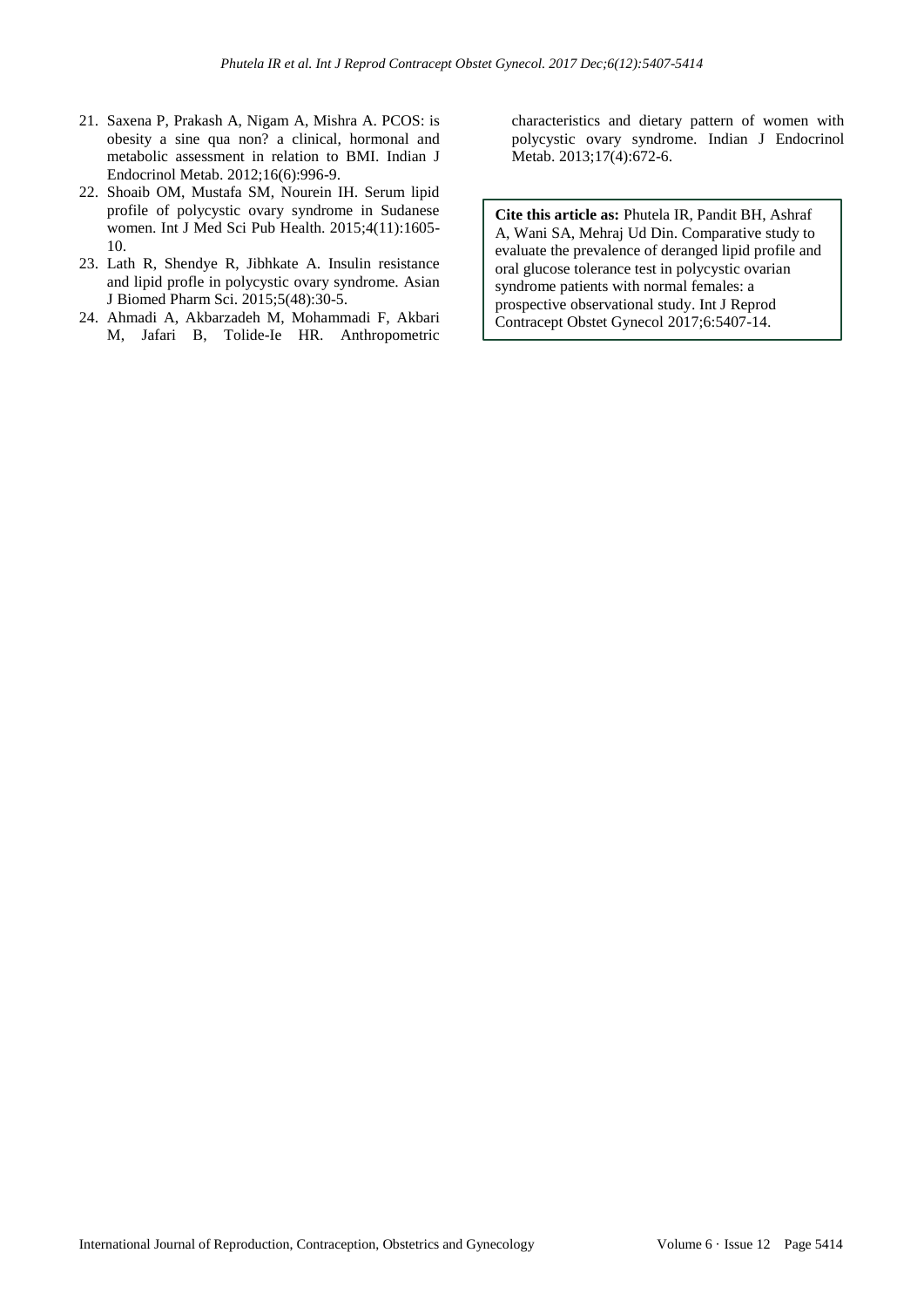21. Saxena P, Prakash A, Nigam A, Mishra A. PCOS: is obesity a sine qua non? a clinical, hormonal and metabolic assessment in relation to BMI. Indian J Endocrinol Metab. 2012;16(6):996-9.
22. Shoaib OM, Mustafa SM, Nourein IH. Serum lipid profile of polycystic ovary syndrome in Sudanese women. Int J Med Sci Pub Health. 2015;4(11):1605-10.
23. Lath R, Shendye R, Jibhkate A. Insulin resistance and lipid profle in polycystic ovary syndrome. Asian J Biomed Pharm Sci. 2015;5(48):30-5.
24. Ahmadi A, Akbarzadeh M, Mohammadi F, Akbari M, Jafari B, Tolide-Ie HR. Anthropometric characteristics and dietary pattern of women with polycystic ovary syndrome. Indian J Endocrinol Metab. 2013;17(4):672-6.

**Cite this article as:** Phutela IR, Pandit BH, Ashraf A, Wani SA, Mehraj Ud Din. Comparative study to evaluate the prevalence of deranged lipid profile and oral glucose tolerance test in polycystic ovarian syndrome patients with normal females: a prospective observational study. Int J Reprod Contracept Obstet Gynecol 2017;6:5407-14.